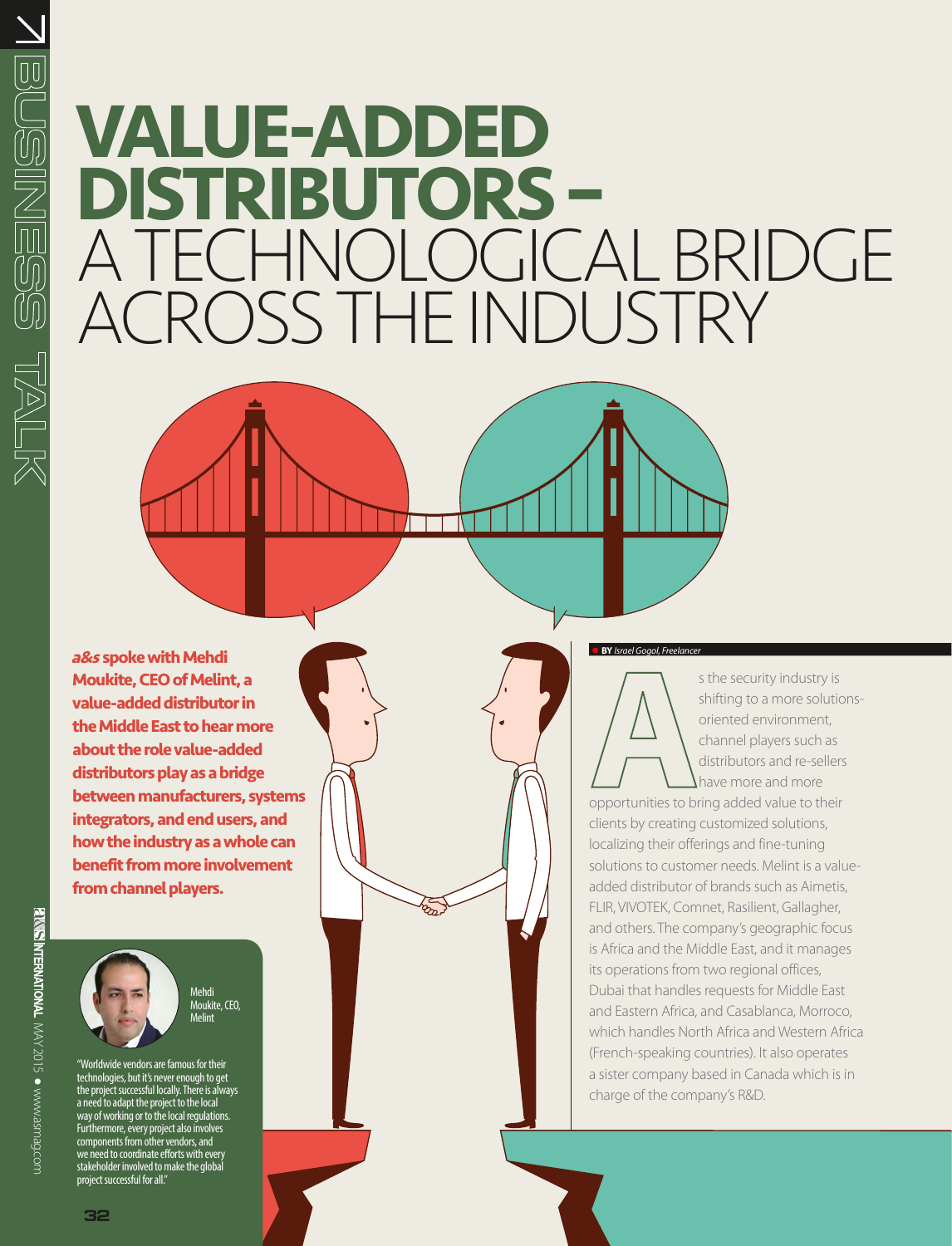# VALUE-ADDED DISTRIBUTORS – A TECHNOLOGICAL BRIDGE ACROSS THE INDUSTRY

**_a&s_ spoke with Mehdi Moukite, CEO of Melint, a value-added distributor in the Middle East to hear more about the role value-added distributors play as a bridge between manufacturers, systems integrators, and end users, and how the industry as a whole can benefit from more involvement from channel players.**

Mehdi Moukite, CEO, Melint

"Worldwide vendors are famous for their technologies, but it's never enough to get the project successful locally. There is always a need to adapt the project to the local way of working or to the local regulations. Furthermore, every project also involves components from other vendors, and we need to coordinate efforts with every stakeholder involved to make the global project successful for all."

**BY** *Israel Gogol, Freelancer*

As the security industry is shifting to a more solutions-oriented environment, channel players such as distributors and re-sellers have more and more opportunities to bring added value to their clients by creating customized solutions, localizing their offerings and fine-tuning solutions to customer needs. Melint is a value-added distributor of brands such as Aimetis, FLIR, VIVOTEK, Comnet, Rasilient, Gallagher, and others. The company's geographic focus is Africa and the Middle East, and it manages its operations from two regional offices, Dubai that handles requests for Middle East and Eastern Africa, and Casablanca, Morroco, which handles North Africa and Western Africa (French-speaking countries). It also operates a sister company based in Canada which is in charge of the company's R&D.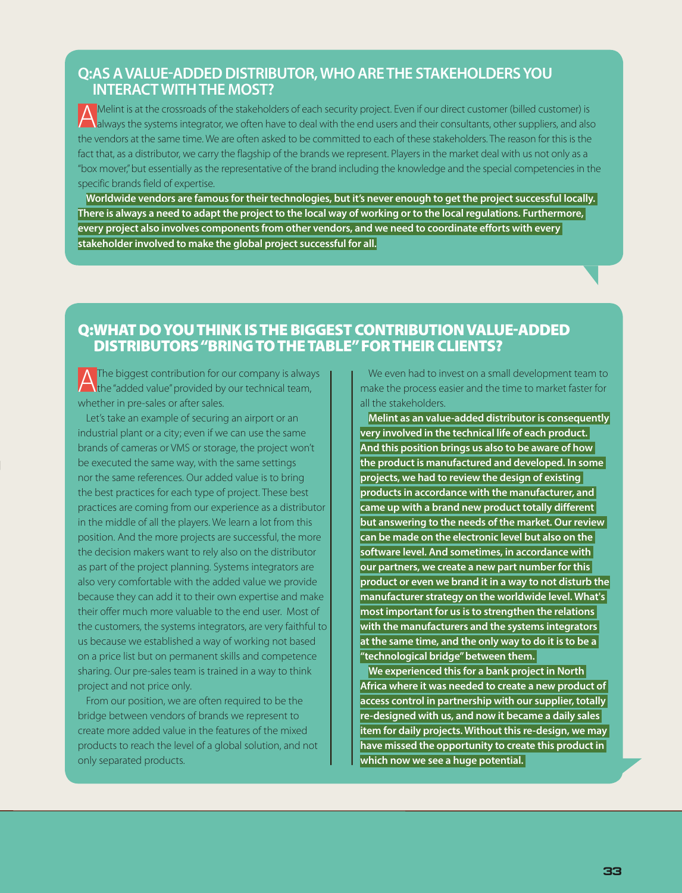## Q:AS A VALUE-ADDED DISTRIBUTOR, WHO ARE THE STAKEHOLDERS YOU INTERACT WITH THE MOST?

A Melint is at the crossroads of the stakeholders of each security project. Even if our direct customer (billed customer) is always the systems integrator, we often have to deal with the end users and their consultants, other suppliers, and also the vendors at the same time. We are often asked to be committed to each of these stakeholders. The reason for this is the fact that, as a distributor, we carry the flagship of the brands we represent. Players in the market deal with us not only as a "box mover," but essentially as the representative of the brand including the knowledge and the special competencies in the specific brands field of expertise.

**Worldwide vendors are famous for their technologies, but it's never enough to get the project successful locally. There is always a need to adapt the project to the local way of working or to the local regulations. Furthermore, every project also involves components from other vendors, and we need to coordinate efforts with every stakeholder involved to make the global project successful for all.**

## Q:WHAT DO YOU THINK IS THE BIGGEST CONTRIBUTION VALUE-ADDED DISTRIBUTORS "BRING TO THE TABLE" FOR THEIR CLIENTS?

A The biggest contribution for our company is always the "added value" provided by our technical team, whether in pre-sales or after sales.

Let's take an example of securing an airport or an industrial plant or a city; even if we can use the same brands of cameras or VMS or storage, the project won't be executed the same way, with the same settings nor the same references. Our added value is to bring the best practices for each type of project. These best practices are coming from our experience as a distributor in the middle of all the players. We learn a lot from this position. And the more projects are successful, the more the decision makers want to rely also on the distributor as part of the project planning. Systems integrators are also very comfortable with the added value we provide because they can add it to their own expertise and make their offer much more valuable to the end user. Most of the customers, the systems integrators, are very faithful to us because we established a way of working not based on a price list but on permanent skills and competence sharing. Our pre-sales team is trained in a way to think project and not price only.

From our position, we are often required to be the bridge between vendors of brands we represent to create more added value in the features of the mixed products to reach the level of a global solution, and not only separated products.

We even had to invest on a small development team to make the process easier and the time to market faster for all the stakeholders.

**Melint as an value-added distributor is consequently very involved in the technical life of each product. And this position brings us also to be aware of how the product is manufactured and developed. In some projects, we had to review the design of existing products in accordance with the manufacturer, and came up with a brand new product totally different but answering to the needs of the market. Our review can be made on the electronic level but also on the software level. And sometimes, in accordance with our partners, we create a new part number for this product or even we brand it in a way to not disturb the manufacturer strategy on the worldwide level. What's most important for us is to strengthen the relations with the manufacturers and the systems integrators at the same time, and the only way to do it is to be a "technological bridge" between them.**

**We experienced this for a bank project in North Africa where it was needed to create a new product of access control in partnership with our supplier, totally re-designed with us, and now it became a daily sales item for daily projects. Without this re-design, we may have missed the opportunity to create this product in which now we see a huge potential.**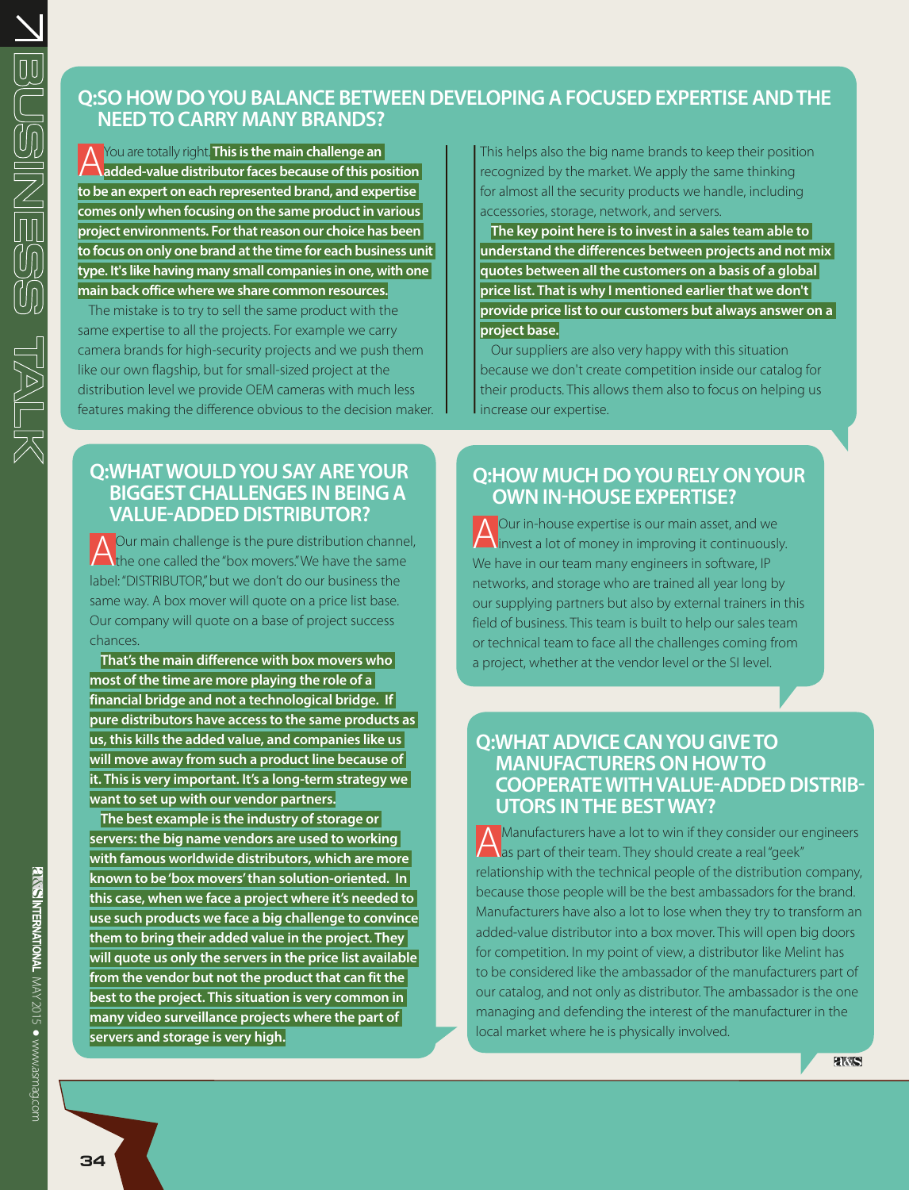## Q:SO HOW DO YOU BALANCE BETWEEN DEVELOPING A FOCUSED EXPERTISE AND THE NEED TO CARRY MANY BRANDS?

A: You are totally right. **This is the main challenge an added-value distributor faces because of this position to be an expert on each represented brand, and expertise comes only when focusing on the same product in various project environments. For that reason our choice has been to focus on only one brand at the time for each business unit type. It's like having many small companies in one, with one main back office where we share common resources.**

The mistake is to try to sell the same product with the same expertise to all the projects. For example we carry camera brands for high-security projects and we push them like our own flagship, but for small-sized project at the distribution level we provide OEM cameras with much less features making the difference obvious to the decision maker.

This helps also the big name brands to keep their position recognized by the market. We apply the same thinking for almost all the security products we handle, including accessories, storage, network, and servers.

**The key point here is to invest in a sales team able to understand the differences between projects and not mix quotes between all the customers on a basis of a global price list. That is why I mentioned earlier that we don't provide price list to our customers but always answer on a project base.**

Our suppliers are also very happy with this situation because we don't create competition inside our catalog for their products. This allows them also to focus on helping us increase our expertise.

## Q:WHAT WOULD YOU SAY ARE YOUR BIGGEST CHALLENGES IN BEING A VALUE-ADDED DISTRIBUTOR?

A: Our main challenge is the pure distribution channel, the one called the "box movers." We have the same label: "DISTRIBUTOR," but we don't do our business the same way. A box mover will quote on a price list base. Our company will quote on a base of project success chances.

**That's the main difference with box movers who most of the time are more playing the role of a financial bridge and not a technological bridge. If pure distributors have access to the same products as us, this kills the added value, and companies like us will move away from such a product line because of it. This is very important. It's a long-term strategy we want to set up with our vendor partners.**

**The best example is the industry of storage or servers: the big name vendors are used to working with famous worldwide distributors, which are more known to be 'box movers' than solution-oriented. In this case, when we face a project where it's needed to use such products we face a big challenge to convince them to bring their added value in the project. They will quote us only the servers in the price list available from the vendor but not the product that can fit the best to the project. This situation is very common in many video surveillance projects where the part of servers and storage is very high.**

## Q:HOW MUCH DO YOU RELY ON YOUR OWN IN-HOUSE EXPERTISE?

A: Our in-house expertise is our main asset, and we invest a lot of money in improving it continuously. We have in our team many engineers in software, IP networks, and storage who are trained all year long by our supplying partners but also by external trainers in this field of business. This team is built to help our sales team or technical team to face all the challenges coming from a project, whether at the vendor level or the SI level.

## Q:WHAT ADVICE CAN YOU GIVE TO MANUFACTURERS ON HOW TO COOPERATE WITH VALUE-ADDED DISTRIBUTORS IN THE BEST WAY?

A: Manufacturers have a lot to win if they consider our engineers as part of their team. They should create a real "geek" relationship with the technical people of the distribution company, because those people will be the best ambassadors for the brand. Manufacturers have also a lot to lose when they try to transform an added-value distributor into a box mover. This will open big doors for competition. In my point of view, a distributor like Melint has to be considered like the ambassador of the manufacturers part of our catalog, and not only as distributor. The ambassador is the one managing and defending the interest of the manufacturer in the local market where he is physically involved.